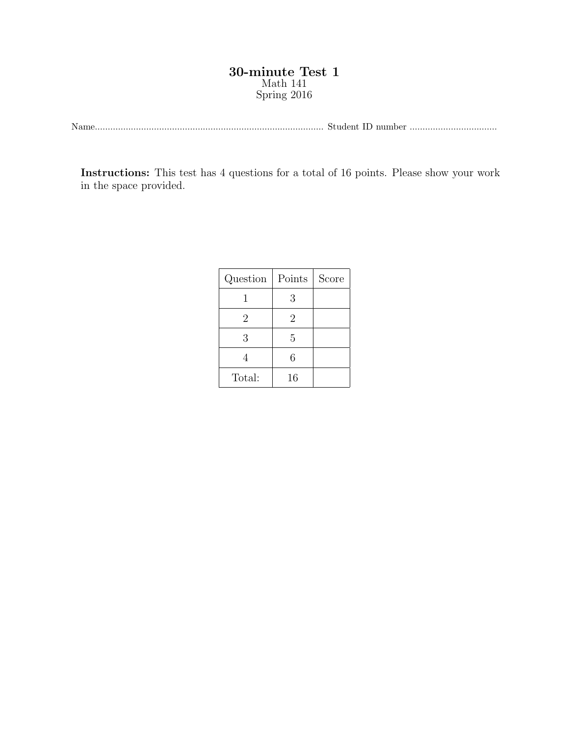# 30-minute Test 1

Math 141

Spring 2016

Name........................................................................................ Student ID number ..................................

**Instructions:** This test has 4 questions for a total of 16 points. Please show your work in the space provided.

| Question | Points | Score |
|---|---|---|
| 1 | 3 | |
| 2 | 2 | |
| 3 | 5 | |
| 4 | 6 | |
| Total: | 16 | |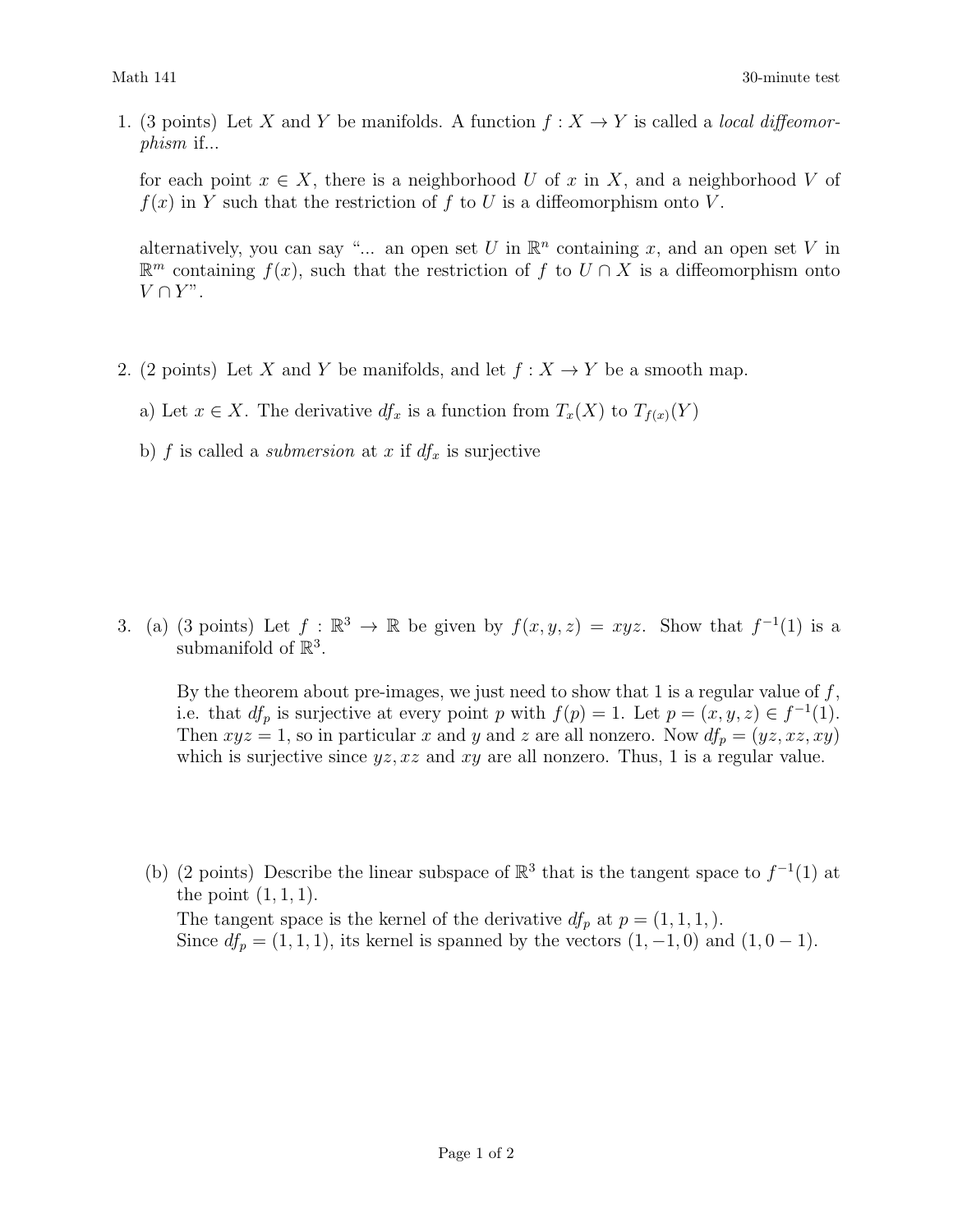1. (3 points) Let $X$ and $Y$ be manifolds. A function $f : X \to Y$ is called a *local diffeomorphism* if...

   for each point $x \in X$, there is a neighborhood $U$ of $x$ in $X$, and a neighborhood $V$ of $f(x)$ in $Y$ such that the restriction of $f$ to $U$ is a diffeomorphism onto $V$.

   alternatively, you can say "... an open set $U$ in $\mathbb{R}^n$ containing $x$, and an open set $V$ in $\mathbb{R}^m$ containing $f(x)$, such that the restriction of $f$ to $U \cap X$ is a diffeomorphism onto $V \cap Y$".

2. (2 points) Let $X$ and $Y$ be manifolds, and let $f : X \to Y$ be a smooth map.

   a) Let $x \in X$. The derivative $df_x$ is a function from $T_x(X)$ to $T_{f(x)}(Y)$

   b) $f$ is called a *submersion* at $x$ if $df_x$ is surjective

3. (a) (3 points) Let $f : \mathbb{R}^3 \to \mathbb{R}$ be given by $f(x, y, z) = xyz$. Show that $f^{-1}(1)$ is a submanifold of $\mathbb{R}^3$.

   By the theorem about pre-images, we just need to show that 1 is a regular value of $f$, i.e. that $df_p$ is surjective at every point $p$ with $f(p) = 1$. Let $p = (x, y, z) \in f^{-1}(1)$. Then $xyz = 1$, so in particular $x$ and $y$ and $z$ are all nonzero. Now $df_p = (yz, xz, xy)$ which is surjective since $yz, xz$ and $xy$ are all nonzero. Thus, 1 is a regular value.

   (b) (2 points) Describe the linear subspace of $\mathbb{R}^3$ that is the tangent space to $f^{-1}(1)$ at the point $(1, 1, 1)$.

   The tangent space is the kernel of the derivative $df_p$ at $p = (1, 1, 1, )$.
   Since $df_p = (1, 1, 1)$, its kernel is spanned by the vectors $(1, -1, 0)$ and $(1, 0 - 1)$.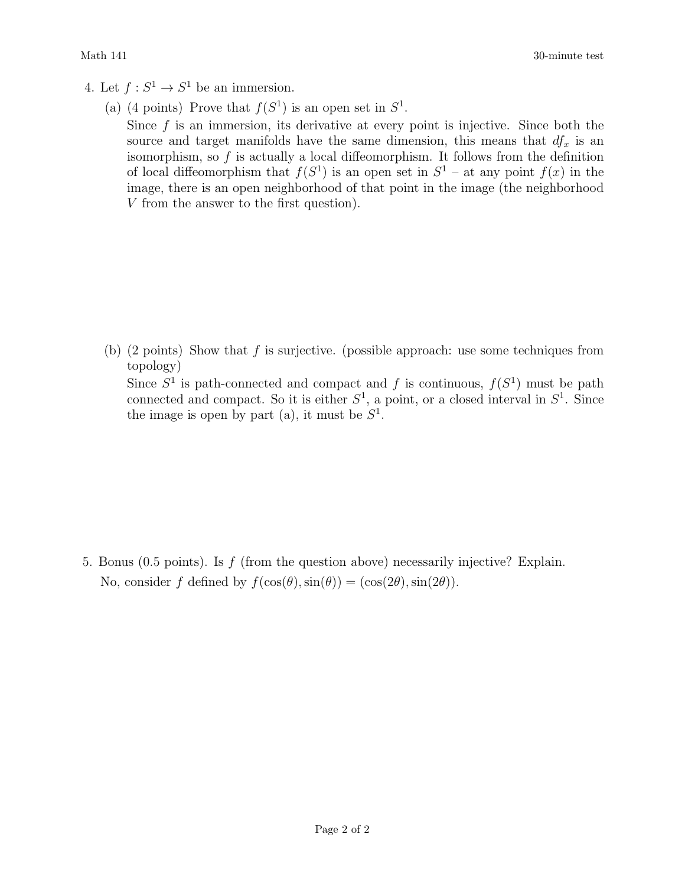4. Let $f : S^1 \to S^1$ be an immersion.

   (a) (4 points) Prove that $f(S^1)$ is an open set in $S^1$.

   Since $f$ is an immersion, its derivative at every point is injective. Since both the source and target manifolds have the same dimension, this means that $df_x$ is an isomorphism, so $f$ is actually a local diffeomorphism. It follows from the definition of local diffeomorphism that $f(S^1)$ is an open set in $S^1$ – at any point $f(x)$ in the image, there is an open neighborhood of that point in the image (the neighborhood $V$ from the answer to the first question).

   (b) (2 points) Show that $f$ is surjective. (possible approach: use some techniques from topology)

   Since $S^1$ is path-connected and compact and $f$ is continuous, $f(S^1)$ must be path connected and compact. So it is either $S^1$, a point, or a closed interval in $S^1$. Since the image is open by part (a), it must be $S^1$.

5. Bonus (0.5 points). Is $f$ (from the question above) necessarily injective? Explain.

   No, consider $f$ defined by $f(\cos(\theta), \sin(\theta)) = (\cos(2\theta), \sin(2\theta))$.